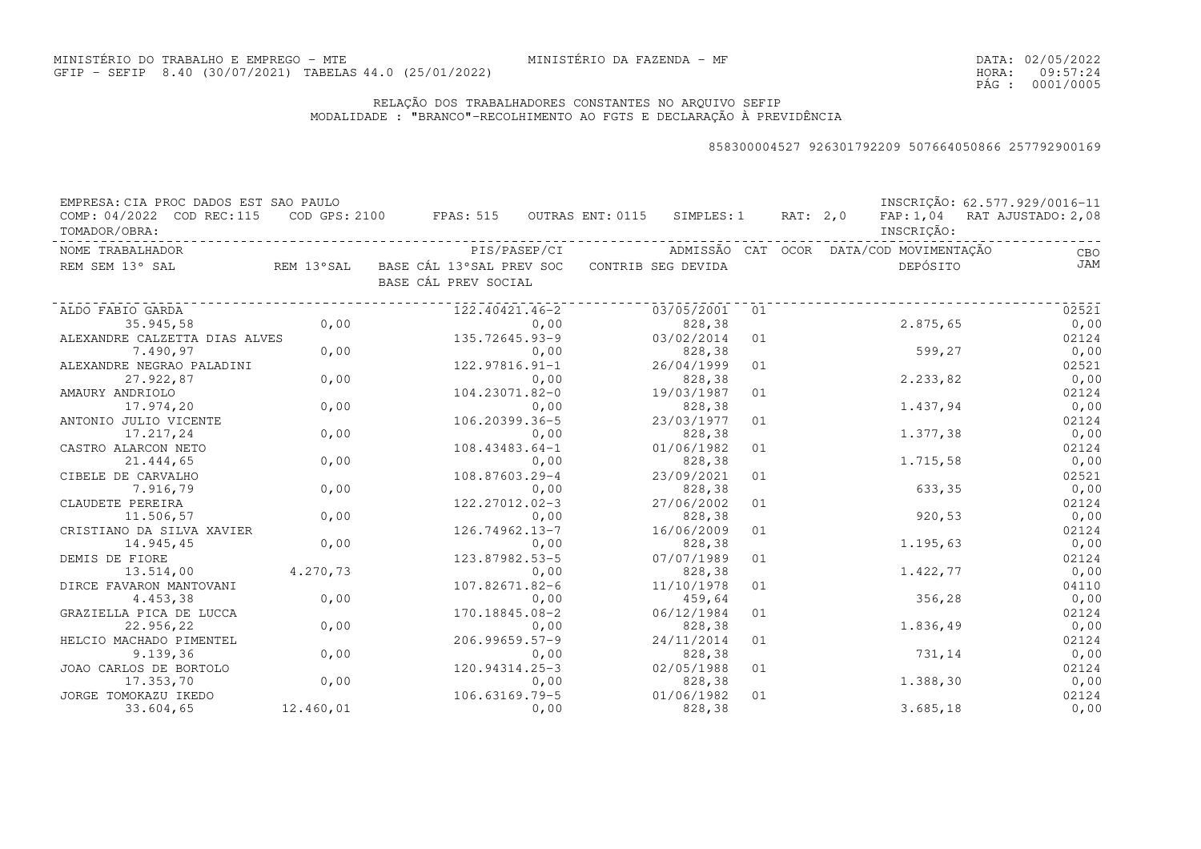MINISTÉRIO DO TRABALHO E EMPREGO - MTE
GFIP - SEFIP 8.40 (30/07/2021) TABELAS 44.0 (25/01/2022)

MINISTÉRIO DA FAZENDA - MF

DATA: 02/05/2022
HORA: 09:57:24
PÁG : 0001/0005

## RELAÇÃO DOS TRABALHADORES CONSTANTES NO ARQUIVO SEFIP
MODALIDADE : "BRANCO"-RECOLHIMENTO AO FGTS E DECLARAÇÃO À PREVIDÊNCIA

858300004527 926301792209 507664050866 257792900169

EMPRESA: CIA PROC DADOS EST SAO PAULO — INSCRIÇÃO: 62.577.929/0016-11
COMP: 04/2022 COD REC:115 COD GPS: 2100 FPAS: 515 OUTRAS ENT: 0115 SIMPLES: 1 RAT: 2,0 FAP: 1,04 RAT AJUSTADO: 2,08
TOMADOR/OBRA: — INSCRIÇÃO:

| NOME TRABALHADOR / REM SEM 13° SAL | REM 13°SAL | PIS/PASEP/CI / BASE CÁL 13°SAL PREV SOC / BASE CÁL PREV SOCIAL | ADMISSÃO / CONTRIB SEG DEVIDA | CAT | OCOR | DATA/COD MOVIMENTAÇÃO / DEPÓSITO | CBO / JAM |
|---|---|---|---|---|---|---|---|
| ALDO FABIO GARDA | | 122.40421.46-2 | 03/05/2001 | 01 | | | 02521 |
| 35.945,58 | 0,00 | 0,00 | 828,38 | | | 2.875,65 | 0,00 |
| ALEXANDRE CALZETTA DIAS ALVES | | 135.72645.93-9 | 03/02/2014 | 01 | | | 02124 |
| 7.490,97 | 0,00 | 0,00 | 828,38 | | | 599,27 | 0,00 |
| ALEXANDRE NEGRAO PALADINI | | 122.97816.91-1 | 26/04/1999 | 01 | | | 02521 |
| 27.922,87 | 0,00 | 0,00 | 828,38 | | | 2.233,82 | 0,00 |
| AMAURY ANDRIOLO | | 104.23071.82-0 | 19/03/1987 | 01 | | | 02124 |
| 17.974,20 | 0,00 | 0,00 | 828,38 | | | 1.437,94 | 0,00 |
| ANTONIO JULIO VICENTE | | 106.20399.36-5 | 23/03/1977 | 01 | | | 02124 |
| 17.217,24 | 0,00 | 0,00 | 828,38 | | | 1.377,38 | 0,00 |
| CASTRO ALARCON NETO | | 108.43483.64-1 | 01/06/1982 | 01 | | | 02124 |
| 21.444,65 | 0,00 | 0,00 | 828,38 | | | 1.715,58 | 0,00 |
| CIBELE DE CARVALHO | | 108.87603.29-4 | 23/09/2021 | 01 | | | 02521 |
| 7.916,79 | 0,00 | 0,00 | 828,38 | | | 633,35 | 0,00 |
| CLAUDETE PEREIRA | | 122.27012.02-3 | 27/06/2002 | 01 | | | 02124 |
| 11.506,57 | 0,00 | 0,00 | 828,38 | | | 920,53 | 0,00 |
| CRISTIANO DA SILVA XAVIER | | 126.74962.13-7 | 16/06/2009 | 01 | | | 02124 |
| 14.945,45 | 0,00 | 0,00 | 828,38 | | | 1.195,63 | 0,00 |
| DEMIS DE FIORE | | 123.87982.53-5 | 07/07/1989 | 01 | | | 02124 |
| 13.514,00 | 4.270,73 | 0,00 | 828,38 | | | 1.422,77 | 0,00 |
| DIRCE FAVARON MANTOVANI | | 107.82671.82-6 | 11/10/1978 | 01 | | | 04110 |
| 4.453,38 | 0,00 | 0,00 | 459,64 | | | 356,28 | 0,00 |
| GRAZIELLA PICA DE LUCCA | | 170.18845.08-2 | 06/12/1984 | 01 | | | 02124 |
| 22.956,22 | 0,00 | 0,00 | 828,38 | | | 1.836,49 | 0,00 |
| HELCIO MACHADO PIMENTEL | | 206.99659.57-9 | 24/11/2014 | 01 | | | 02124 |
| 9.139,36 | 0,00 | 0,00 | 828,38 | | | 731,14 | 0,00 |
| JOAO CARLOS DE BORTOLO | | 120.94314.25-3 | 02/05/1988 | 01 | | | 02124 |
| 17.353,70 | 0,00 | 0,00 | 828,38 | | | 1.388,30 | 0,00 |
| JORGE TOMOKAZU IKEDO | | 106.63169.79-5 | 01/06/1982 | 01 | | | 02124 |
| 33.604,65 | 12.460,01 | 0,00 | 828,38 | | | 3.685,18 | 0,00 |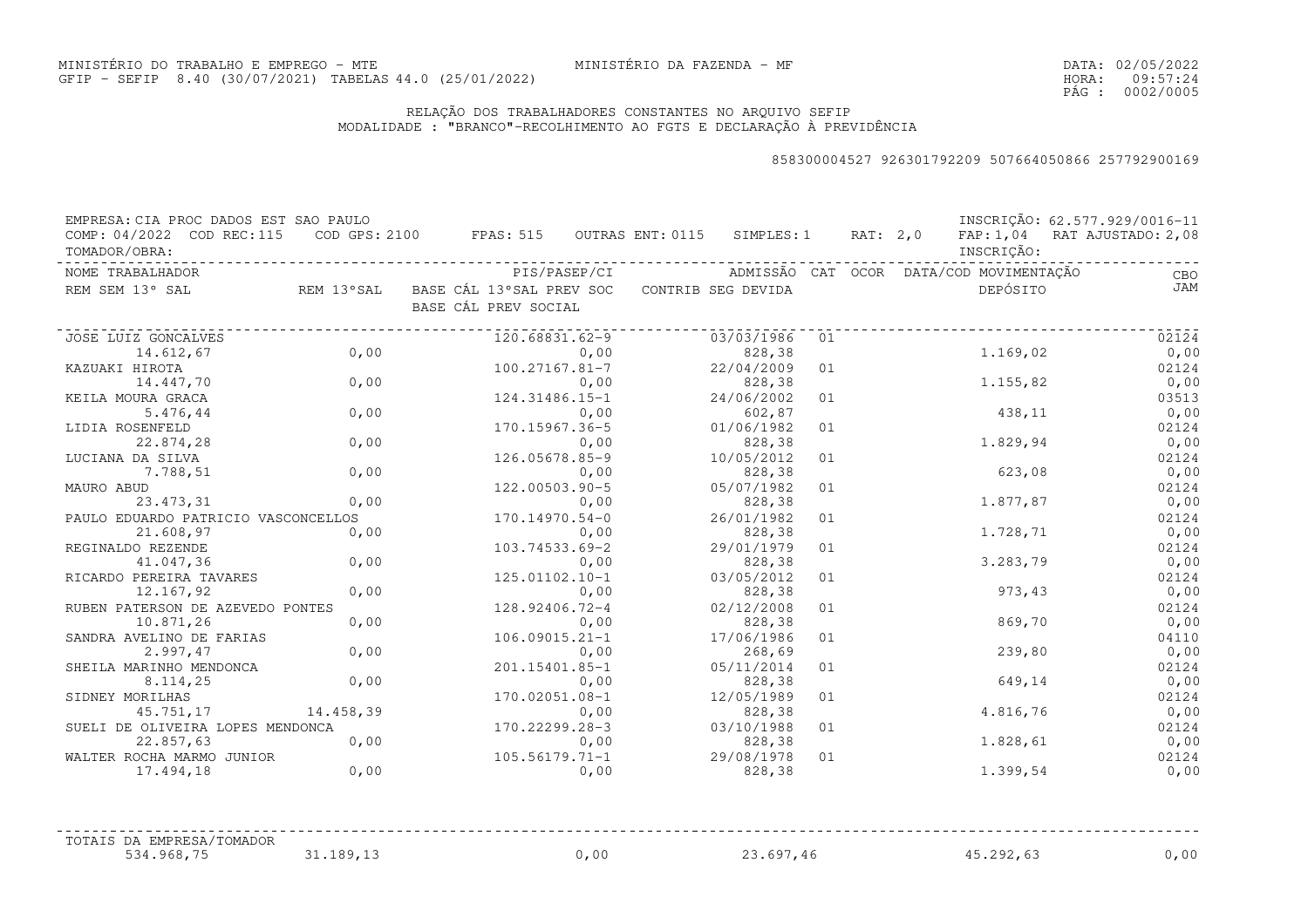MINISTÉRIO DO TRABALHO E EMPREGO - MTE MINISTÉRIO DA FAZENDA - MF

GFIP - SEFIP 8.40 (30/07/2021) TABELAS 44.0 (25/01/2022)

DATA: 02/05/2022
HORA: 09:57:24

## RELAÇÃO DOS TRABALHADORES CONSTANTES NO ARQUIVO SEFIP
MODALIDADE : "BRANCO"-RECOLHIMENTO AO FGTS E DECLARAÇÃO À PREVIDÊNCIA

858300004527 926301792209 507664050866 257792900169

EMPRESA: CIA PROC DADOS EST SAO PAULO INSCRIÇÃO: 62.577.929/0016-11

COMP: 04/2022 COD REC:115 COD GPS: 2100 FPAS: 515 OUTRAS ENT: 0115 SIMPLES: 1 RAT: 2,0 FAP: 1,04 RAT AJUSTADO: 2,08

TOMADOR/OBRA: INSCRIÇÃO:

| NOME TRABALHADOR / REM SEM 13° SAL | REM 13°SAL | PIS/PASEP/CI / BASE CÁL 13°SAL PREV SOC / BASE CÁL PREV SOCIAL | ADMISSÃO / CONTRIB SEG DEVIDA | CAT | OCOR | DATA/COD MOVIMENTAÇÃO / DEPÓSITO | CBO / JAM |
|---|---|---|---|---|---|---|---|
| JOSE LUIZ GONCALVES | | 120.68831.62-9 | 03/03/1986 | 01 | | | 02124 |
| 14.612,67 | 0,00 | 0,00 | 828,38 | | | 1.169,02 | 0,00 |
| KAZUAKI HIROTA | | 100.27167.81-7 | 22/04/2009 | 01 | | | 02124 |
| 14.447,70 | 0,00 | 0,00 | 828,38 | | | 1.155,82 | 0,00 |
| KEILA MOURA GRACA | | 124.31486.15-1 | 24/06/2002 | 01 | | | 03513 |
| 5.476,44 | 0,00 | 0,00 | 602,87 | | | 438,11 | 0,00 |
| LIDIA ROSENFELD | | 170.15967.36-5 | 01/06/1982 | 01 | | | 02124 |
| 22.874,28 | 0,00 | 0,00 | 828,38 | | | 1.829,94 | 0,00 |
| LUCIANA DA SILVA | | 126.05678.85-9 | 10/05/2012 | 01 | | | 02124 |
| 7.788,51 | 0,00 | 0,00 | 828,38 | | | 623,08 | 0,00 |
| MAURO ABUD | | 122.00503.90-5 | 05/07/1982 | 01 | | | 02124 |
| 23.473,31 | 0,00 | 0,00 | 828,38 | | | 1.877,87 | 0,00 |
| PAULO EDUARDO PATRICIO VASCONCELLOS | | 170.14970.54-0 | 26/01/1982 | 01 | | | 02124 |
| 21.608,97 | 0,00 | 0,00 | 828,38 | | | 1.728,71 | 0,00 |
| REGINALDO REZENDE | | 103.74533.69-2 | 29/01/1979 | 01 | | | 02124 |
| 41.047,36 | 0,00 | 0,00 | 828,38 | | | 3.283,79 | 0,00 |
| RICARDO PEREIRA TAVARES | | 125.01102.10-1 | 03/05/2012 | 01 | | | 02124 |
| 12.167,92 | 0,00 | 0,00 | 828,38 | | | 973,43 | 0,00 |
| RUBEN PATERSON DE AZEVEDO PONTES | | 128.92406.72-4 | 02/12/2008 | 01 | | | 02124 |
| 10.871,26 | 0,00 | 0,00 | 828,38 | | | 869,70 | 0,00 |
| SANDRA AVELINO DE FARIAS | | 106.09015.21-1 | 17/06/1986 | 01 | | | 04110 |
| 2.997,47 | 0,00 | 0,00 | 268,69 | | | 239,80 | 0,00 |
| SHEILA MARINHO MENDONCA | | 201.15401.85-1 | 05/11/2014 | 01 | | | 02124 |
| 8.114,25 | 0,00 | 0,00 | 828,38 | | | 649,14 | 0,00 |
| SIDNEY MORILHAS | | 170.02051.08-1 | 12/05/1989 | 01 | | | 02124 |
| 45.751,17 | 14.458,39 | 0,00 | 828,38 | | | 4.816,76 | 0,00 |
| SUELI DE OLIVEIRA LOPES MENDONCA | | 170.22299.28-3 | 03/10/1988 | 01 | | | 02124 |
| 22.857,63 | 0,00 | 0,00 | 828,38 | | | 1.828,61 | 0,00 |
| WALTER ROCHA MARMO JUNIOR | | 105.56179.71-1 | 29/08/1978 | 01 | | | 02124 |
| 17.494,18 | 0,00 | 0,00 | 828,38 | | | 1.399,54 | 0,00 |
| **TOTAIS DA EMPRESA/TOMADOR** | | | | | | | |
| 534.968,75 | 31.189,13 | 0,00 | 23.697,46 | | | 45.292,63 | 0,00 |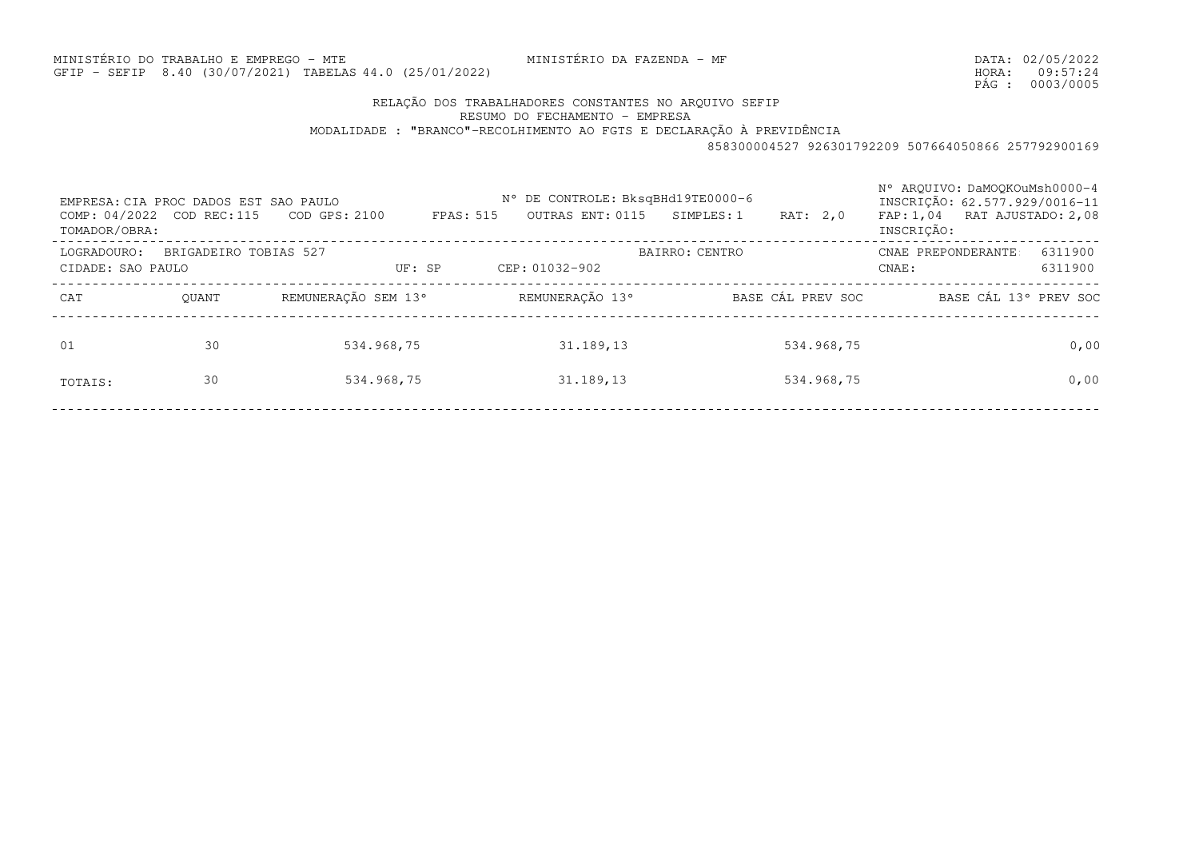MINISTÉRIO DO TRABALHO E EMPREGO - MTE
GFIP - SEFIP 8.40 (30/07/2021) TABELAS 44.0 (25/01/2022)

MINISTÉRIO DA FAZENDA - MF

DATA: 02/05/2022
HORA: 09:57:24
PÁG : 0003/0005

## RELAÇÃO DOS TRABALHADORES CONSTANTES NO ARQUIVO SEFIP
### RESUMO DO FECHAMENTO - EMPRESA
### MODALIDADE : "BRANCO"-RECOLHIMENTO AO FGTS E DECLARAÇÃO À PREVIDÊNCIA

858300004527 926301792209 507664050866 257792900169

EMPRESA: CIA PROC DADOS EST SAO PAULO    Nº DE CONTROLE: BksqBHd19TE0000-6    Nº ARQUIVO: DaMOQKOuMsh0000-4
INSCRIÇÃO: 62.577.929/0016-11
COMP: 04/2022  COD REC:115  COD GPS: 2100  FPAS: 515  OUTRAS ENT: 0115  SIMPLES: 1  RAT: 2,0  FAP: 1,04  RAT AJUSTADO: 2,08
TOMADOR/OBRA:    INSCRIÇÃO:

LOGRADOURO: BRIGADEIRO TOBIAS 527    BAIRRO: CENTRO    CNAE PREPONDERANTE: 6311900
CIDADE: SAO PAULO    UF: SP    CEP: 01032-902    CNAE: 6311900

| CAT | QUANT | REMUNERAÇÃO SEM 13º | REMUNERAÇÃO 13º | BASE CÁL PREV SOC | BASE CÁL 13º PREV SOC |
|---|---|---|---|---|---|
| 01 | 30 | 534.968,75 | 31.189,13 | 534.968,75 | 0,00 |
| TOTAIS: | 30 | 534.968,75 | 31.189,13 | 534.968,75 | 0,00 |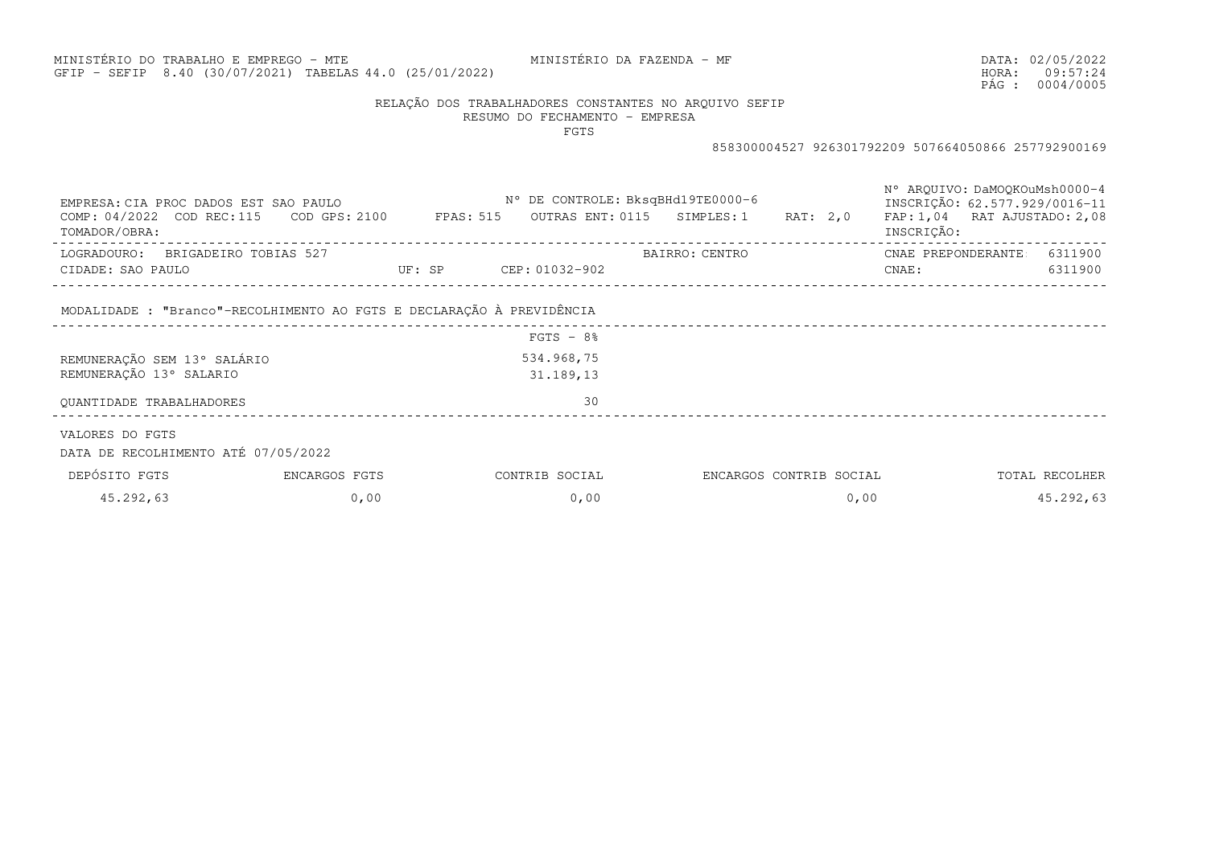MINISTÉRIO DO TRABALHO E EMPREGO - MTE
GFIP - SEFIP 8.40 (30/07/2021) TABELAS 44.0 (25/01/2022)

MINISTÉRIO DA FAZENDA - MF

DATA: 02/05/2022
HORA: 09:57:24

## RELAÇÃO DOS TRABALHADORES CONSTANTES NO ARQUIVO SEFIP
### RESUMO DO FECHAMENTO - EMPRESA
### FGTS

858300004527 926301792209 507664050866 257792900169

EMPRESA: CIA PROC DADOS EST SAO PAULO
Nº DE CONTROLE: BksqBHd19TE0000-6
Nº ARQUIVO: DaMOQKOuMsh0000-4
INSCRIÇÃO: 62.577.929/0016-11

COMP: 04/2022 COD REC: 115 COD GPS: 2100 FPAS: 515 OUTRAS ENT: 0115 SIMPLES: 1 RAT: 2,0 FAP: 1,04 RAT AJUSTADO: 2,08

TOMADOR/OBRA:
INSCRIÇÃO:

LOGRADOURO: BRIGADEIRO TOBIAS 527
BAIRRO: CENTRO
CNAE PREPONDERANTE: 6311900

CIDADE: SAO PAULO
UF: SP
CEP: 01032-902
CNAE: 6311900

MODALIDADE : "Branco"-RECOLHIMENTO AO FGTS E DECLARAÇÃO À PREVIDÊNCIA

| | FGTS - 8% |
|---|---|
| REMUNERAÇÃO SEM 13º SALÁRIO | 534.968,75 |
| REMUNERAÇÃO 13º SALARIO | 31.189,13 |
| QUANTIDADE TRABALHADORES | 30 |

VALORES DO FGTS

DATA DE RECOLHIMENTO ATÉ 07/05/2022

| DEPÓSITO FGTS | ENCARGOS FGTS | CONTRIB SOCIAL | ENCARGOS CONTRIB SOCIAL | TOTAL RECOLHER |
|---|---|---|---|---|
| 45.292,63 | 0,00 | 0,00 | 0,00 | 45.292,63 |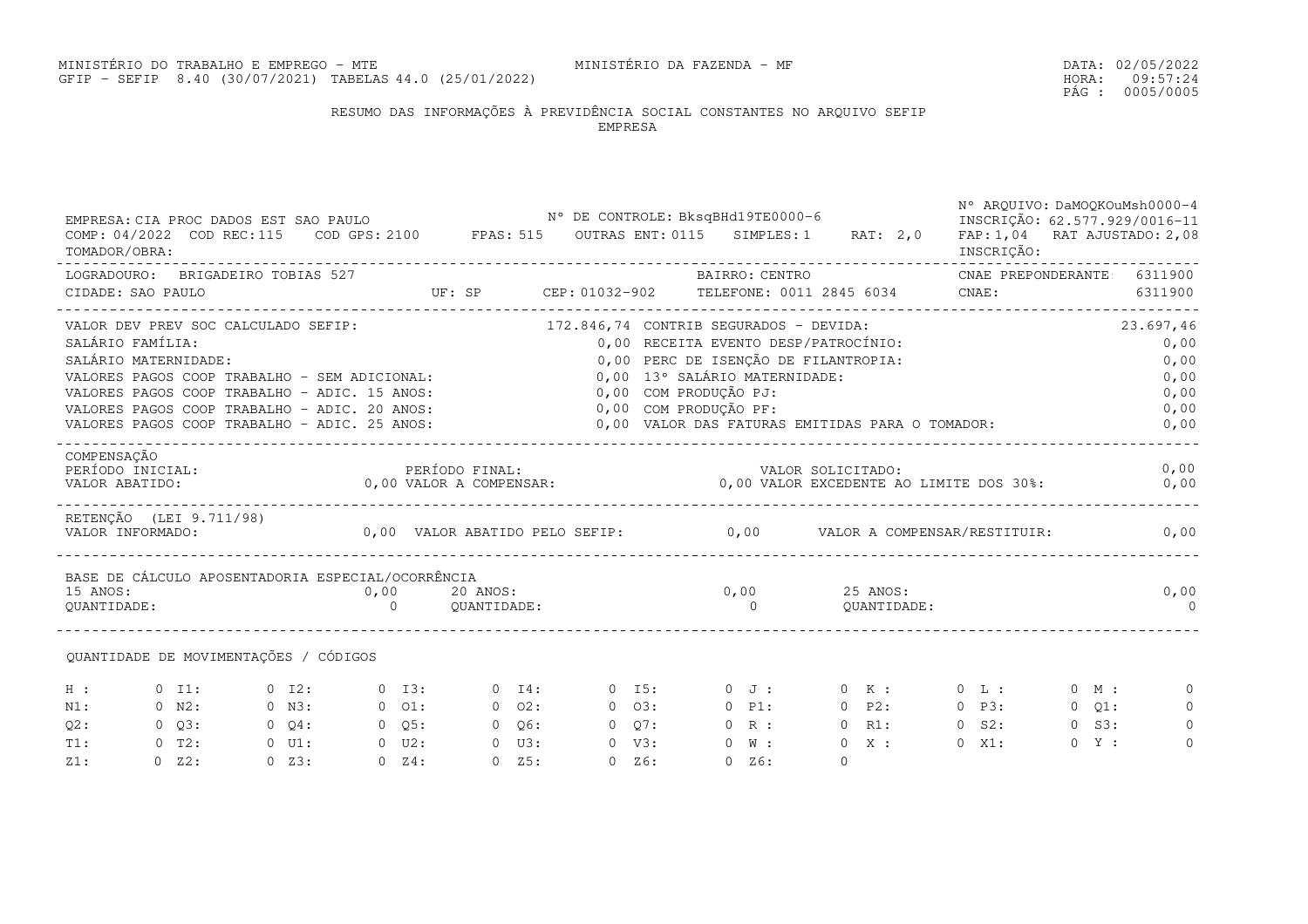MINISTÉRIO DO TRABALHO E EMPREGO - MTE
GFIP - SEFIP 8.40 (30/07/2021) TABELAS 44.0 (25/01/2022)

MINISTÉRIO DA FAZENDA - MF

DATA: 02/05/2022
HORA: 09:57:24
PÁG : 0005/0005

## RESUMO DAS INFORMAÇÕES À PREVIDÊNCIA SOCIAL CONSTANTES NO ARQUIVO SEFIP
### EMPRESA

EMPRESA: CIA PROC DADOS EST SAO PAULO    Nº DE CONTROLE: BksqBHd19TE0000-6    Nº ARQUIVO: DaMOQKOuMsh0000-4
INSCRIÇÃO: 62.577.929/0016-11
COMP: 04/2022  COD REC:115  COD GPS: 2100  FPAS: 515  OUTRAS ENT: 0115  SIMPLES: 1  RAT: 2,0  FAP: 1,04  RAT AJUSTADO: 2,08
TOMADOR/OBRA:    INSCRIÇÃO:

LOGRADOURO: BRIGADEIRO TOBIAS 527    BAIRRO: CENTRO    CNAE PREPONDERANTE: 6311900
CIDADE: SAO PAULO    UF: SP    CEP: 01032-902    TELEFONE: 0011 2845 6034    CNAE: 6311900

| | | | |
|---|---|---|---|
| VALOR DEV PREV SOC CALCULADO SEFIP: | 172.846,74 | CONTRIB SEGURADOS - DEVIDA: | 23.697,46 |
| SALÁRIO FAMÍLIA: | 0,00 | RECEITA EVENTO DESP/PATROCÍNIO: | 0,00 |
| SALÁRIO MATERNIDADE: | 0,00 | PERC DE ISENÇÃO DE FILANTROPIA: | 0,00 |
| VALORES PAGOS COOP TRABALHO - SEM ADICIONAL: | 0,00 | 13º SALÁRIO MATERNIDADE: | 0,00 |
| VALORES PAGOS COOP TRABALHO - ADIC. 15 ANOS: | 0,00 | COM PRODUÇÃO PJ: | 0,00 |
| VALORES PAGOS COOP TRABALHO - ADIC. 20 ANOS: | 0,00 | COM PRODUÇÃO PF: | 0,00 |
| VALORES PAGOS COOP TRABALHO - ADIC. 25 ANOS: | 0,00 | VALOR DAS FATURAS EMITIDAS PARA O TOMADOR: | 0,00 |

COMPENSAÇÃO
PERÍODO INICIAL:    PERÍODO FINAL:    VALOR SOLICITADO: 0,00
VALOR ABATIDO: 0,00    VALOR A COMPENSAR: 0,00    VALOR EXCEDENTE AO LIMITE DOS 30%: 0,00

RETENÇÃO (LEI 9.711/98)
VALOR INFORMADO: 0,00    VALOR ABATIDO PELO SEFIP: 0,00    VALOR A COMPENSAR/RESTITUIR: 0,00

BASE DE CÁLCULO APOSENTADORIA ESPECIAL/OCORRÊNCIA
15 ANOS: 0,00    20 ANOS: 0,00    25 ANOS: 0,00
QUANTIDADE: 0    QUANTIDADE: 0    QUANTIDADE: 0

QUANTIDADE DE MOVIMENTAÇÕES / CÓDIGOS

| | | | | | | | | | | | | | | | | | | | |
|---|---|---|---|---|---|---|---|---|---|---|---|---|---|---|---|---|---|---|---|
| H : | 0 | I1: | 0 | I2: | 0 | I3: | 0 | I4: | 0 | I5: | 0 | J : | 0 | K : | 0 | L : | 0 | M : | 0 |
| N1: | 0 | N2: | 0 | N3: | 0 | O1: | 0 | O2: | 0 | O3: | 0 | P1: | 0 | P2: | 0 | P3: | 0 | Q1: | 0 |
| Q2: | 0 | Q3: | 0 | Q4: | 0 | Q5: | 0 | Q6: | 0 | Q7: | 0 | R : | 0 | R1: | 0 | S2: | 0 | S3: | 0 |
| T1: | 0 | T2: | 0 | U1: | 0 | U2: | 0 | U3: | 0 | V3: | 0 | W : | 0 | X : | 0 | X1: | 0 | Y : | 0 |
| Z1: | 0 | Z2: | 0 | Z3: | 0 | Z4: | 0 | Z5: | 0 | Z6: | 0 | Z6: | 0 | | | | | | |